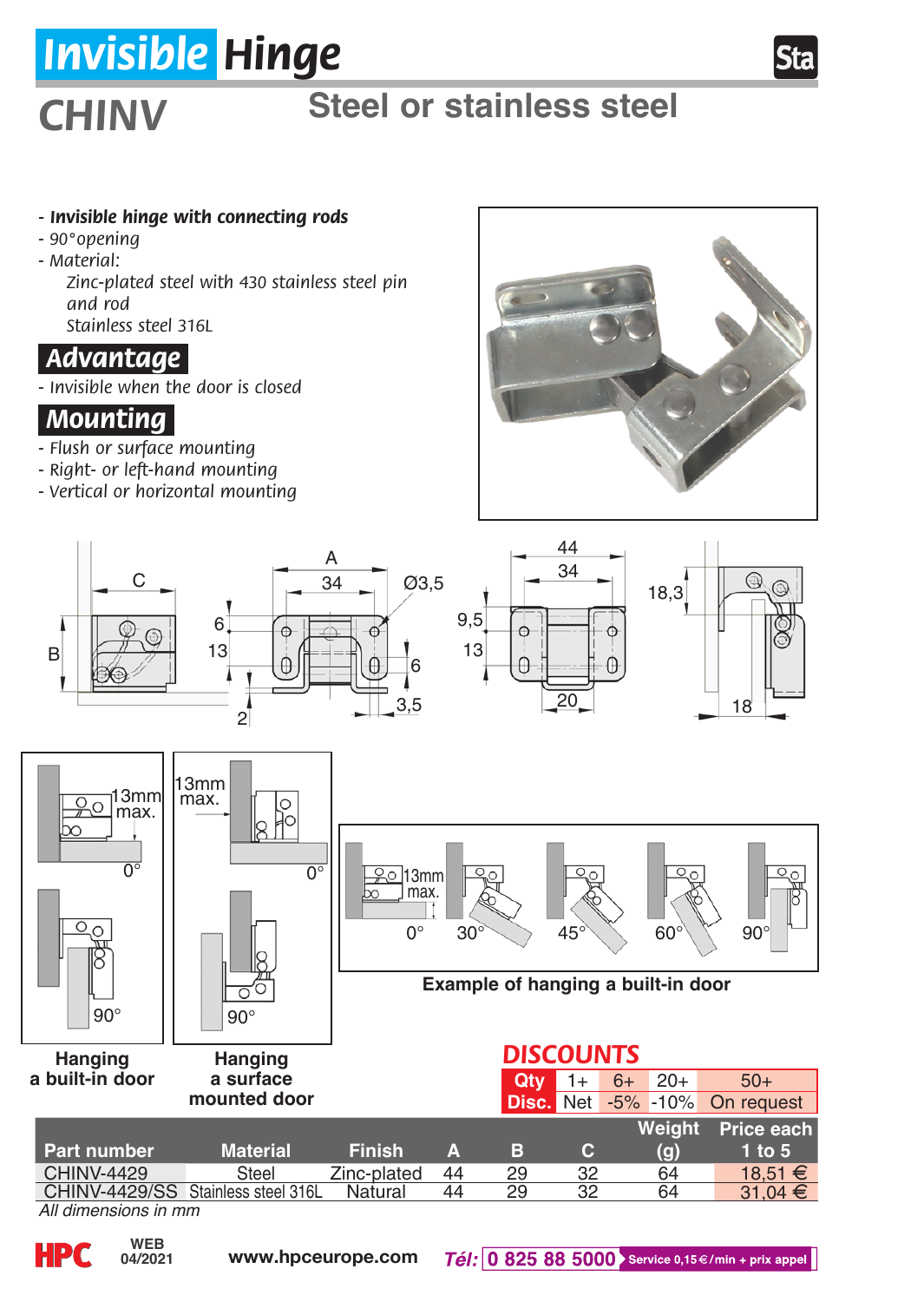# Invisible Hinge

## CHINV

## Steel or stainless steel

- ***Invisible hinge with connecting rods***
- *90°opening*
- *Material:*
  - *Zinc-plated steel with 430 stainless steel pin and rod*
  - *Stainless steel 316L*

## Advantage

- *Invisible when the door is closed*

## Mounting

- *Flush or surface mounting*
- *Right- or left-hand mounting*
- *Vertical or horizontal mounting*

**Hanging a built-in door**

**Hanging a surface mounted door**

**Example of hanging a built-in door**

## DISCOUNTS

| Qty | 1+ | 6+ | 20+ | 50+ |
|---|---|---|---|---|
| Disc. | Net | -5% | -10% | On request |

| Part number | Material | Finish | A | B | C | Weight (g) | Price each 1 to 5 |
|---|---|---|---|---|---|---|---|
| CHINV-4429 | Steel | Zinc-plated | 44 | 29 | 32 | 64 | 18,51 € |
| CHINV-4429/SS | Stainless steel 316L | Natural | 44 | 29 | 32 | 64 | 31,04 € |

*All dimensions in mm*

WEB 04/2021 www.hpceurope.com *Tél:* 0 825 88 5000 Service 0,15 €/min + prix appel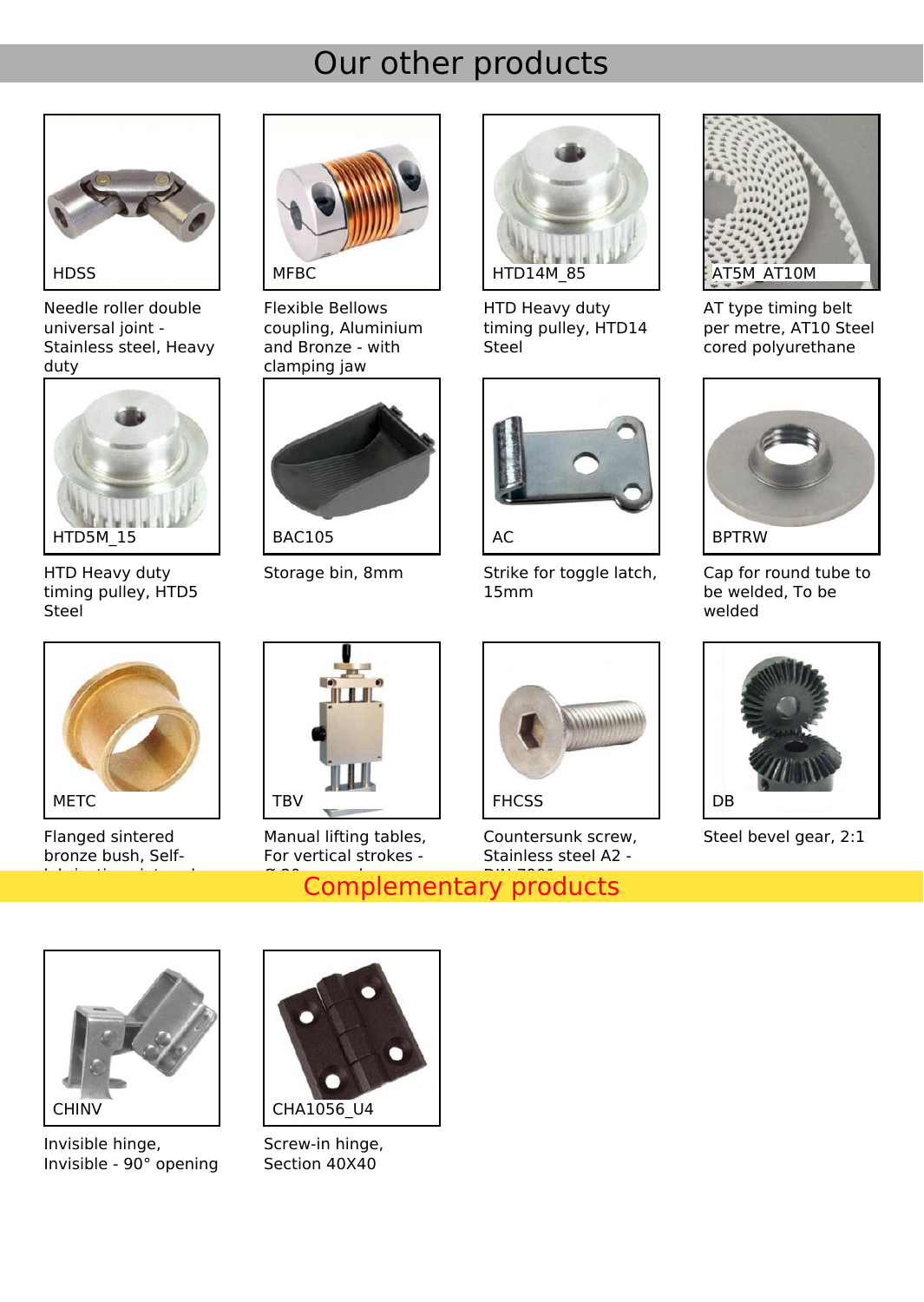# Our other products

HDSS

Needle roller double universal joint - Stainless steel, Heavy duty

MFBC

Flexible Bellows coupling, Aluminium and Bronze - with clamping jaw

HTD14M_85

HTD Heavy duty timing pulley, HTD14 Steel

AT5M_AT10M

AT type timing belt per metre, AT10 Steel cored polyurethane

HTD5M_15

HTD Heavy duty timing pulley, HTD5 Steel

BAC105

Storage bin, 8mm

AC

Strike for toggle latch, 15mm

BPTRW

Cap for round tube to be welded, To be welded

METC

Flanged sintered bronze bush, Self-

TBV

Manual lifting tables, For vertical strokes -

FHCSS

Countersunk screw, Stainless steel A2 -

DB

Steel bevel gear, 2:1

# Complementary products

CHINV

Invisible hinge, Invisible - 90° opening

CHA1056_U4

Screw-in hinge, Section 40X40